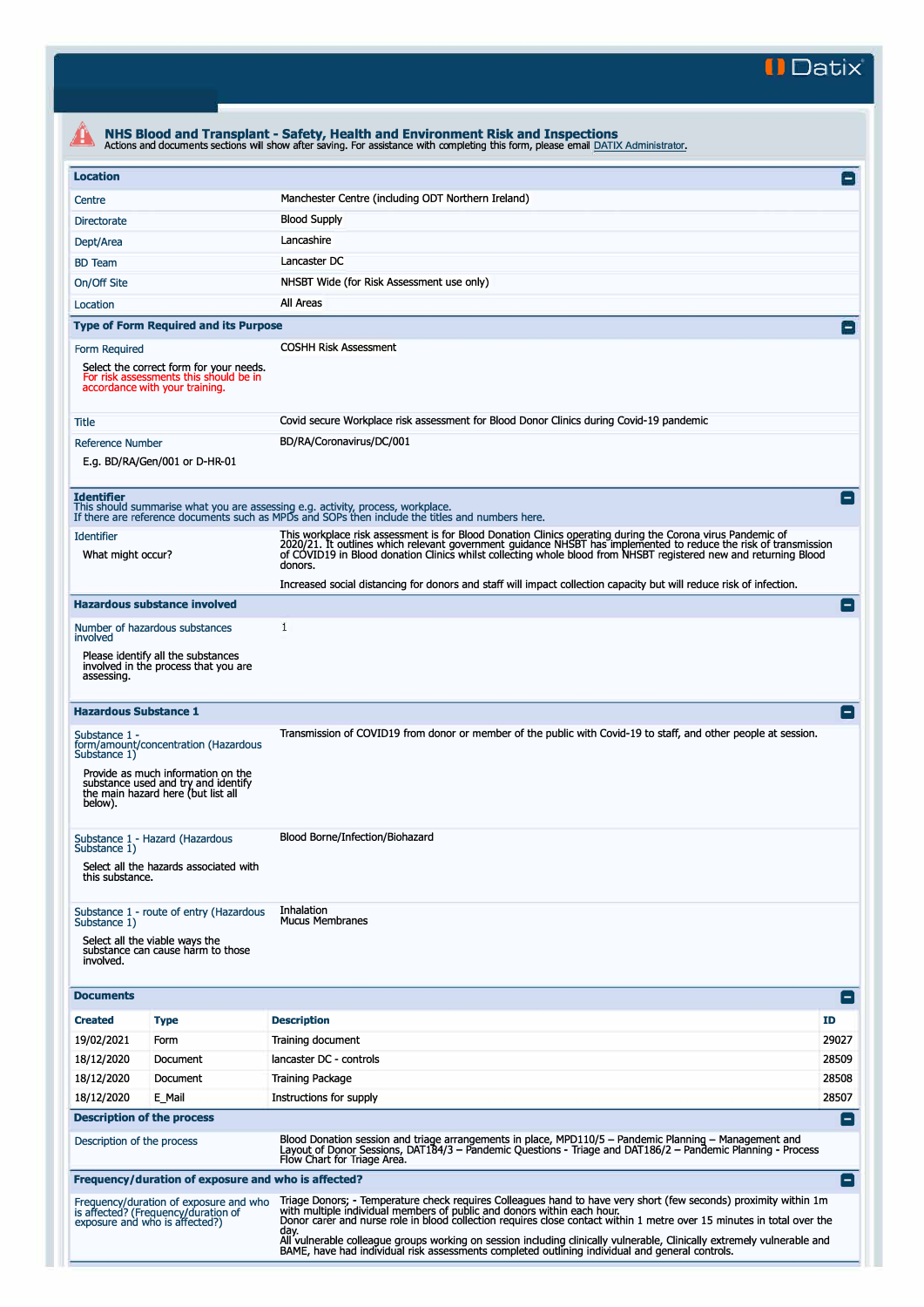# NHS Blood and Transplant - Safety, Health and Environment Risk and Inspections

Actions and documents sections will show after saving. For assistance with completing this form, please email DATIX Administrator.

## Location

| | |
|---|---|
| Centre | Manchester Centre (including ODT Northern Ireland) |
| Directorate | Blood Supply |
| Dept/Area | Lancashire |
| BD Team | Lancaster DC |
| On/Off Site | NHSBT Wide (for Risk Assessment use only) |
| Location | All Areas |

## Type of Form Required and its Purpose

| | |
|---|---|
| Form Required<br>Select the correct form for your needs. For risk assessments this should be in accordance with your training. | COSHH Risk Assessment |
| Title | Covid secure Workplace risk assessment for Blood Donor Clinics during Covid-19 pandemic |
| Reference Number<br>E.g. BD/RA/Gen/001 or D-HR-01 | BD/RA/Coronavirus/DC/001 |

## Identifier

This should summarise what you are assessing e.g. activity, process, workplace.
If there are reference documents such as MPDs and SOPs then include the titles and numbers here.

| | |
|---|---|
| Identifier<br>What might occur? | This workplace risk assessment is for Blood Donation Clinics operating during the Corona virus Pandemic of 2020/21. It outlines which relevant government guidance NHSBT has implemented to reduce the risk of transmission of COVID19 in Blood donation Clinics whilst collecting whole blood from NHSBT registered new and returning Blood donors.<br><br>Increased social distancing for donors and staff will impact collection capacity but will reduce risk of infection. |

## Hazardous substance involved

| | |
|---|---|
| Number of hazardous substances involved<br>Please identify all the substances involved in the process that you are assessing. | 1 |

## Hazardous Substance 1

| | |
|---|---|
| Substance 1 - form/amount/concentration (Hazardous Substance 1)<br>Provide as much information on the substance used and try and identify the main hazard here (but list all below). | Transmission of COVID19 from donor or member of the public with Covid-19 to staff, and other people at session. |
| Substance 1 - Hazard (Hazardous Substance 1)<br>Select all the hazards associated with this substance. | Blood Borne/Infection/Biohazard |
| Substance 1 - route of entry (Hazardous Substance 1)<br>Select all the viable ways the substance can cause harm to those involved. | Inhalation<br>Mucus Membranes |

## Documents

| Created | Type | Description | ID |
|---|---|---|---|
| 19/02/2021 | Form | Training document | 29027 |
| 18/12/2020 | Document | lancaster DC - controls | 28509 |
| 18/12/2020 | Document | Training Package | 28508 |
| 18/12/2020 | E_Mail | Instructions for supply | 28507 |

## Description of the process

| | |
|---|---|
| Description of the process | Blood Donation session and triage arrangements in place, MPD110/5 – Pandemic Planning – Management and Layout of Donor Sessions, DAT184/3 – Pandemic Questions - Triage and DAT186/2 – Pandemic Planning - Process Flow Chart for Triage Area. |

## Frequency/duration of exposure and who is affected?

| | |
|---|---|
| Frequency/duration of exposure and who is affected? (Frequency/duration of exposure and who is affected?) | Triage Donors; - Temperature check requires Colleagues hand to have very short (few seconds) proximity within 1m with multiple individual members of public and donors within each hour.<br>Donor carer and nurse role in blood collection requires close contact within 1 metre over 15 minutes in total over the day.<br>All vulnerable colleague groups working on session including clinically vulnerable, Clinically extremely vulnerable and BAME, have had individual risk assessments completed outlining individual and general controls. |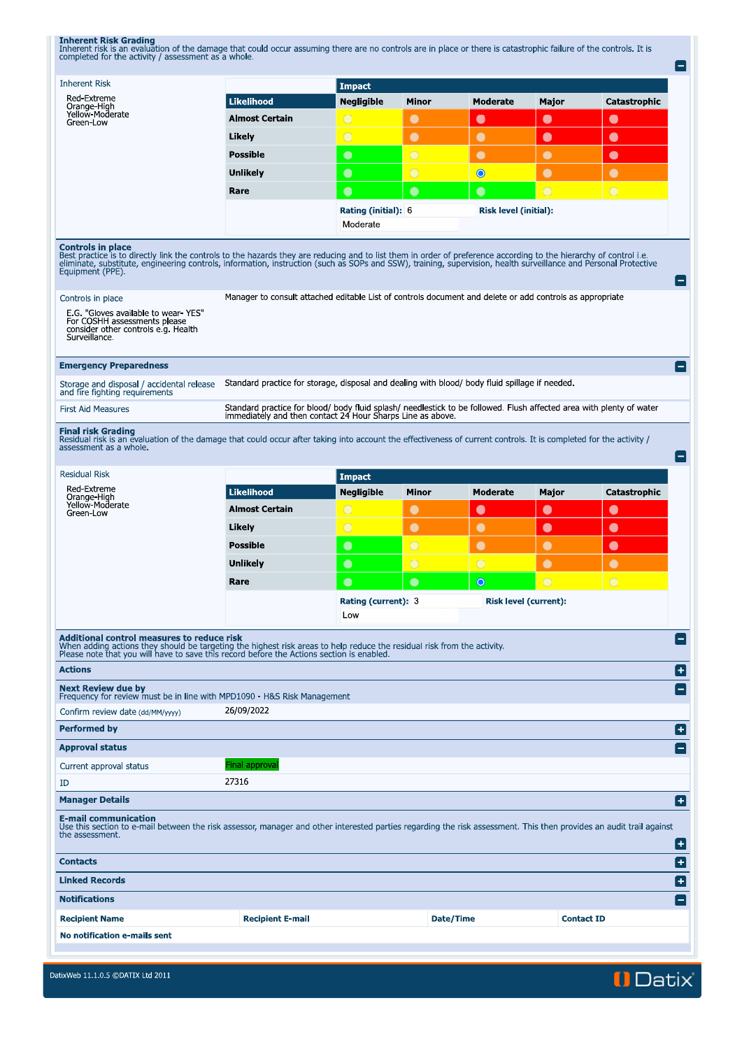## Inherent Risk Grading

Inherent risk is an evaluation of the damage that could occur assuming there are no controls are in place or there is catastrophic failure of the controls. It is completed for the activity / assessment as a whole.

**Inherent Risk**

Red-Extreme
Orange-High
Yellow-Moderate
Green-Low

| | Impact | | | | |
|---|---|---|---|---|---|
| **Likelihood** | **Negligible** | **Minor** | **Moderate** | **Major** | **Catastrophic** |
| **Almost Certain** | | | | | |
| **Likely** | | | | | |
| **Possible** | | | | | |
| **Unlikely** | | | ◉ | | |
| **Rare** | | | | | |

**Rating (initial):** 6 **Risk level (initial):** Moderate

## Controls in place

Best practice is to directly link the controls to the hazards they are reducing and to list them in order of preference according to the hierarchy of control i.e. eliminate, substitute, engineering controls, information, instruction (such as SOPs and SSW), training, supervision, health surveillance and Personal Protective Equipment (PPE).

**Controls in place**

E.G. "Gloves available to wear- YES" For COSHH assessments please consider other controls e.g. Health Surveillance.

Manager to consult attached editable List of controls document and delete or add controls as appropriate

## Emergency Preparedness

| | |
|---|---|
| Storage and disposal / accidental release and fire fighting requirements | Standard practice for storage, disposal and dealing with blood/ body fluid spillage if needed. |
| First Aid Measures | Standard practice for blood/ body fluid splash/ needlestick to be followed. Flush affected area with plenty of water immediately and then contact 24 Hour Sharps Line as above. |

## Final risk Grading

Residual risk is an evaluation of the damage that could occur after taking into account the effectiveness of current controls. It is completed for the activity / assessment as a whole.

**Residual Risk**

Red-Extreme
Orange-High
Yellow-Moderate
Green-Low

| | Impact | | | | |
|---|---|---|---|---|---|
| **Likelihood** | **Negligible** | **Minor** | **Moderate** | **Major** | **Catastrophic** |
| **Almost Certain** | | | | | |
| **Likely** | | | | | |
| **Possible** | | | | | |
| **Unlikely** | | | | | |
| **Rare** | | | ◉ | | |

**Rating (current):** 3 **Risk level (current):** Low

## Additional control measures to reduce risk

When adding actions they should be targeting the highest risk areas to help reduce the residual risk from the activity.
Please note that you will have to save this record before the Actions section is enabled.

## Actions

## Next Review due by

Frequency for review must be in line with MPD1090 - H&S Risk Management

Confirm review date (dd/MM/yyyy) 26/09/2022

## Performed by

## Approval status

Current approval status: Final approval

ID: 27316

## Manager Details

## E-mail communication

Use this section to e-mail between the risk assessor, manager and other interested parties regarding the risk assessment. This then provides an audit trail against the assessment.

## Contacts

## Linked Records

## Notifications

| Recipient Name | Recipient E-mail | Date/Time | Contact ID |
|---|---|---|---|
| **No notification e-mails sent** | | | |

DatixWeb 11.1.0.5 ©DATIX Ltd 2011